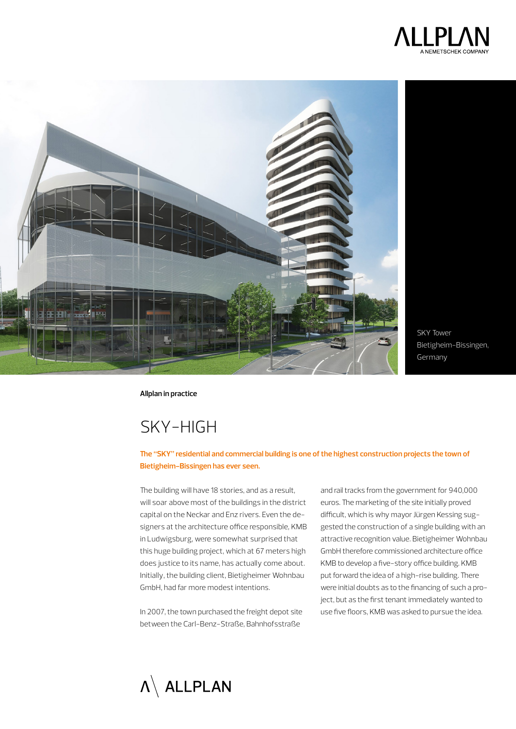SKY Tower
Bietigheim-Bissingen, Germany

**Allplan in practice**

# SKY-HIGH

**The "SKY" residential and commercial building is one of the highest construction projects the town of Bietigheim-Bissingen has ever seen.**

The building will have 18 stories, and as a result, will soar above most of the buildings in the district capital on the Neckar and Enz rivers. Even the designers at the architecture office responsible, KMB in Ludwigsburg, were somewhat surprised that this huge building project, which at 67 meters high does justice to its name, has actually come about. Initially, the building client, Bietigheimer Wohnbau GmbH, had far more modest intentions.

In 2007, the town purchased the freight depot site between the Carl-Benz-Straße, Bahnhofsstraße and rail tracks from the government for 940,000 euros. The marketing of the site initially proved difficult, which is why mayor Jürgen Kessing suggested the construction of a single building with an attractive recognition value. Bietigheimer Wohnbau GmbH therefore commissioned architecture office KMB to develop a five-story office building. KMB put forward the idea of a high-rise building. There were initial doubts as to the financing of such a project, but as the first tenant immediately wanted to use five floors, KMB was asked to pursue the idea.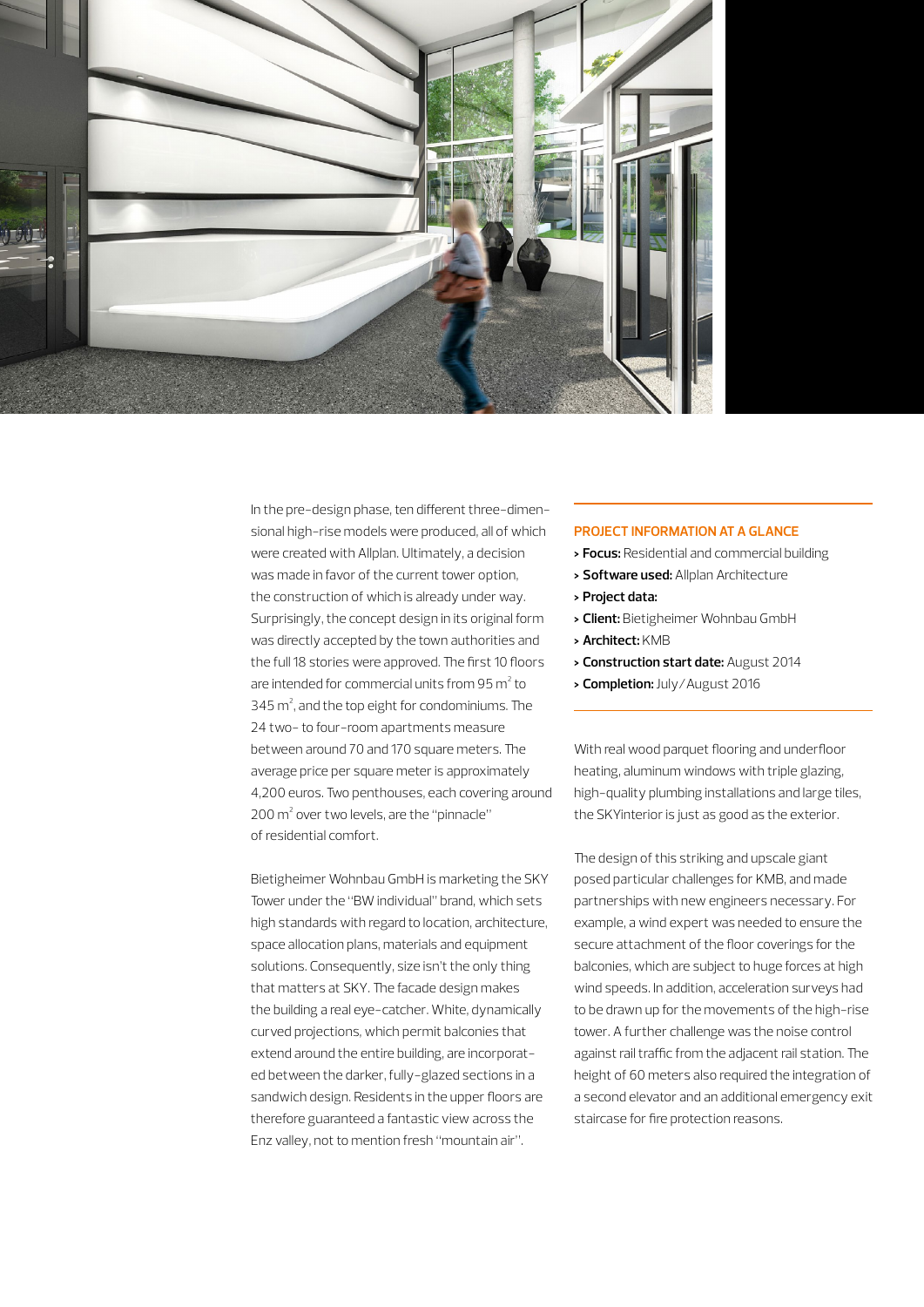In the pre-design phase, ten different three-dimensional high-rise models were produced, all of which were created with Allplan. Ultimately, a decision was made in favor of the current tower option, the construction of which is already under way. Surprisingly, the concept design in its original form was directly accepted by the town authorities and the full 18 stories were approved. The first 10 floors are intended for commercial units from 95 $m^2$ to 345 $m^2$, and the top eight for condominiums. The 24 two- to four-room apartments measure between around 70 and 170 square meters. The average price per square meter is approximately 4,200 euros. Two penthouses, each covering around 200 $m^2$ over two levels, are the "pinnacle" of residential comfort.

Bietigheimer Wohnbau GmbH is marketing the SKY Tower under the "BW individual" brand, which sets high standards with regard to location, architecture, space allocation plans, materials and equipment solutions. Consequently, size isn't the only thing that matters at SKY. The facade design makes the building a real eye-catcher. White, dynamically curved projections, which permit balconies that extend around the entire building, are incorporated between the darker, fully-glazed sections in a sandwich design. Residents in the upper floors are therefore guaranteed a fantastic view across the Enz valley, not to mention fresh "mountain air".

## PROJECT INFORMATION AT A GLANCE

- **Focus:** Residential and commercial building
- **Software used:** Allplan Architecture
- **Project data:**
- **Client:** Bietigheimer Wohnbau GmbH
- **Architect:** KMB
- **Construction start date:** August 2014
- **Completion:** July / August 2016

With real wood parquet flooring and underfloor heating, aluminum windows with triple glazing, high-quality plumbing installations and large tiles, the SKYinterior is just as good as the exterior.

The design of this striking and upscale giant posed particular challenges for KMB, and made partnerships with new engineers necessary. For example, a wind expert was needed to ensure the secure attachment of the floor coverings for the balconies, which are subject to huge forces at high wind speeds. In addition, acceleration surveys had to be drawn up for the movements of the high-rise tower. A further challenge was the noise control against rail traffic from the adjacent rail station. The height of 60 meters also required the integration of a second elevator and an additional emergency exit staircase for fire protection reasons.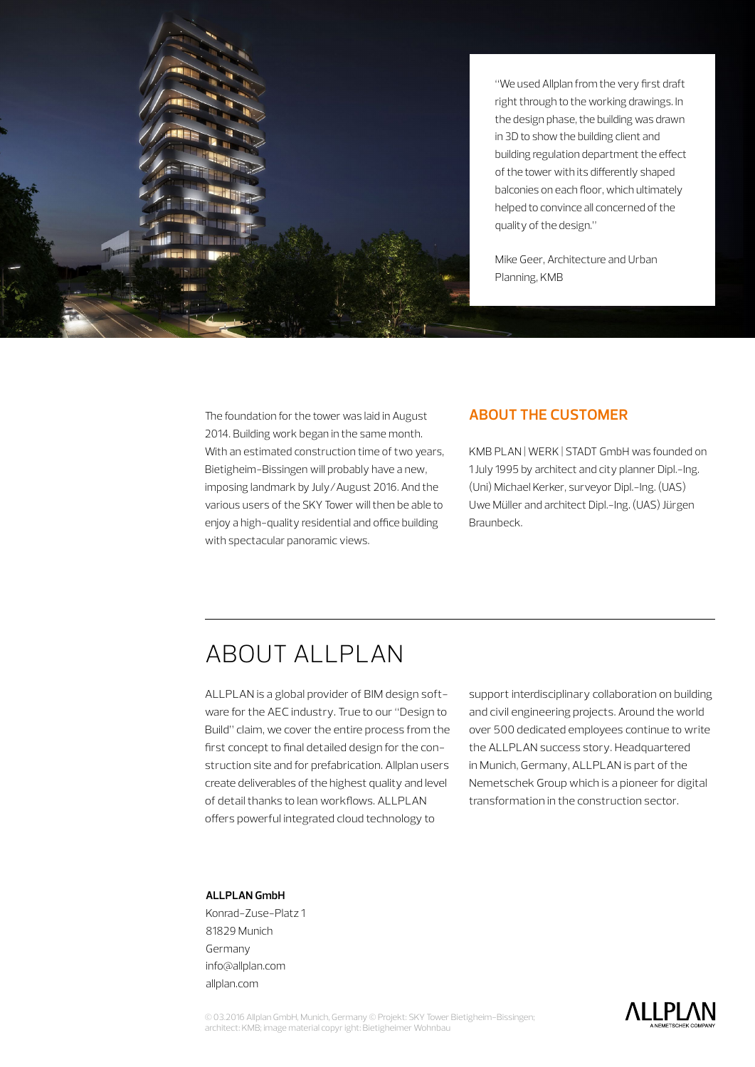"We used Allplan from the very first draft right through to the working drawings. In the design phase, the building was drawn in 3D to show the building client and building regulation department the effect of the tower with its differently shaped balconies on each floor, which ultimately helped to convince all concerned of the quality of the design."

Mike Geer, Architecture and Urban Planning, KMB

The foundation for the tower was laid in August 2014. Building work began in the same month. With an estimated construction time of two years, Bietigheim-Bissingen will probably have a new, imposing landmark by July/August 2016. And the various users of the SKY Tower will then be able to enjoy a high-quality residential and office building with spectacular panoramic views.

## ABOUT THE CUSTOMER

KMB PLAN | WERK | STADT GmbH was founded on 1 July 1995 by architect and city planner Dipl.-Ing. (Uni) Michael Kerker, surveyor Dipl.-Ing. (UAS) Uwe Müller and architect Dipl.-Ing. (UAS) Jürgen Braunbeck.

# ABOUT ALLPLAN

ALLPLAN is a global provider of BIM design software for the AEC industry. True to our "Design to Build" claim, we cover the entire process from the first concept to final detailed design for the construction site and for prefabrication. Allplan users create deliverables of the highest quality and level of detail thanks to lean workflows. ALLPLAN offers powerful integrated cloud technology to support interdisciplinary collaboration on building and civil engineering projects. Around the world over 500 dedicated employees continue to write the ALLPLAN success story. Headquartered in Munich, Germany, ALLPLAN is part of the Nemetschek Group which is a pioneer for digital transformation in the construction sector.

**ALLPLAN GmbH**
Konrad-Zuse-Platz 1
81829 Munich
Germany
info@allplan.com
allplan.com

© 03.2016 Allplan GmbH, Munich, Germany © Projekt: SKY Tower Bietigheim-Bissingen; architect: KMB; image material copyright: Bietigheimer Wohnbau

ALLPLAN
A NEMETSCHEK COMPANY